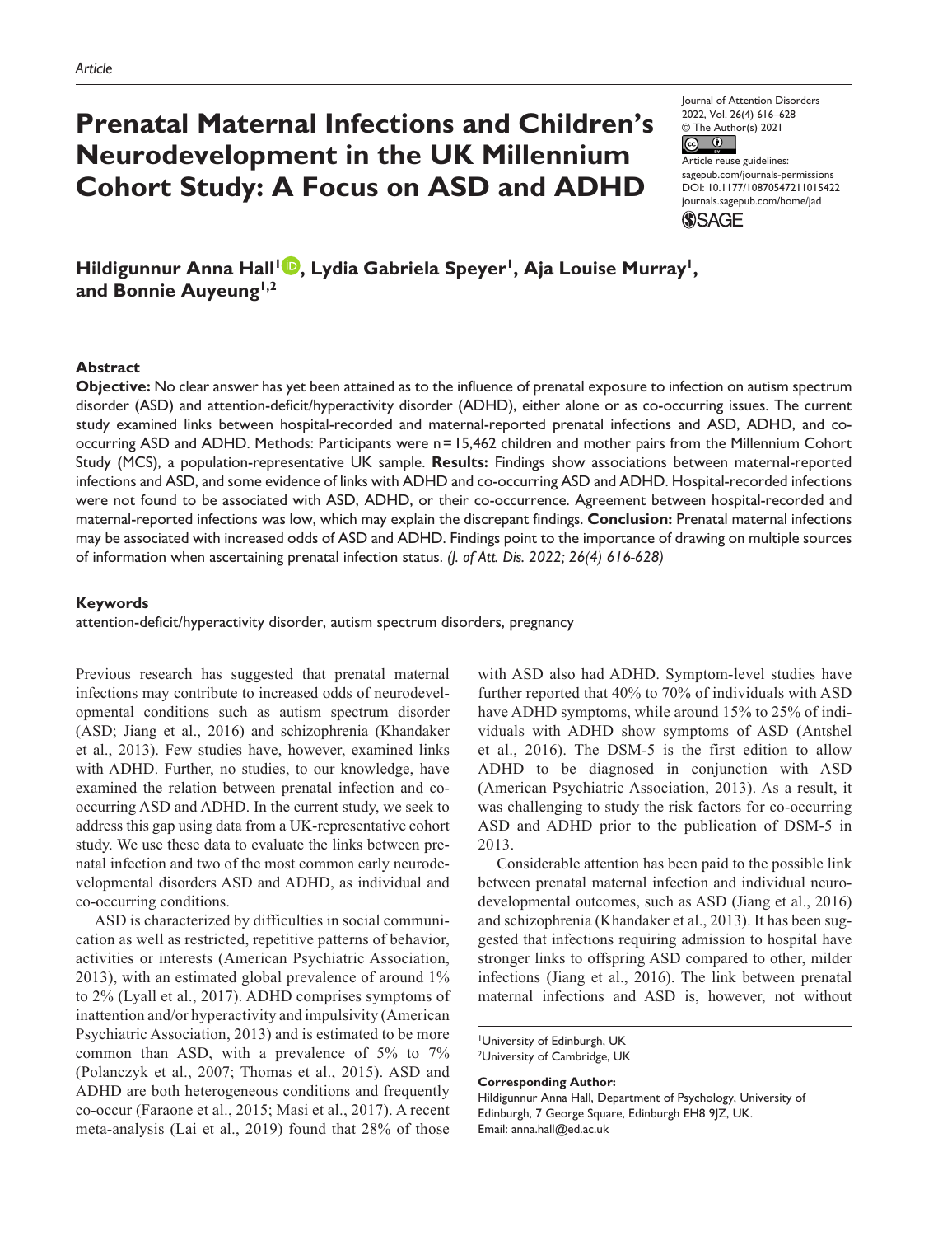*Article*

# Prenatal Maternal Infections and Children's Neurodevelopment in the UK Millennium Cohort Study: A Focus on ASD and ADHD

Journal of Attention Disorders
2022, Vol. 26(4) 616–628
© The Author(s) 2021
Article reuse guidelines:
sagepub.com/journals-permissions
DOI: 10.1177/10870547211015422
journals.sagepub.com/home/jad

**Hildigunnur Anna Hall[1], Lydia Gabriela Speyer[1], Aja Louise Murray[1], and Bonnie Auyeung[1,2]**

## Abstract

**Objective:** No clear answer has yet been attained as to the influence of prenatal exposure to infection on autism spectrum disorder (ASD) and attention-deficit/hyperactivity disorder (ADHD), either alone or as co-occurring issues. The current study examined links between hospital-recorded and maternal-reported prenatal infections and ASD, ADHD, and co-occurring ASD and ADHD. Methods: Participants were n = 15,462 children and mother pairs from the Millennium Cohort Study (MCS), a population-representative UK sample. **Results:** Findings show associations between maternal-reported infections and ASD, and some evidence of links with ADHD and co-occurring ASD and ADHD. Hospital-recorded infections were not found to be associated with ASD, ADHD, or their co-occurrence. Agreement between hospital-recorded and maternal-reported infections was low, which may explain the discrepant findings. **Conclusion:** Prenatal maternal infections may be associated with increased odds of ASD and ADHD. Findings point to the importance of drawing on multiple sources of information when ascertaining prenatal infection status. *(J. of Att. Dis. 2022; 26(4) 616-628)*

### Keywords

attention-deficit/hyperactivity disorder, autism spectrum disorders, pregnancy

Previous research has suggested that prenatal maternal infections may contribute to increased odds of neurodevelopmental conditions such as autism spectrum disorder (ASD; Jiang et al., 2016) and schizophrenia (Khandaker et al., 2013). Few studies have, however, examined links with ADHD. Further, no studies, to our knowledge, have examined the relation between prenatal infection and co-occurring ASD and ADHD. In the current study, we seek to address this gap using data from a UK-representative cohort study. We use these data to evaluate the links between prenatal infection and two of the most common early neurodevelopmental disorders ASD and ADHD, as individual and co-occurring conditions.

ASD is characterized by difficulties in social communication as well as restricted, repetitive patterns of behavior, activities or interests (American Psychiatric Association, 2013), with an estimated global prevalence of around 1% to 2% (Lyall et al., 2017). ADHD comprises symptoms of inattention and/or hyperactivity and impulsivity (American Psychiatric Association, 2013) and is estimated to be more common than ASD, with a prevalence of 5% to 7% (Polanczyk et al., 2007; Thomas et al., 2015). ASD and ADHD are both heterogeneous conditions and frequently co-occur (Faraone et al., 2015; Masi et al., 2017). A recent meta-analysis (Lai et al., 2019) found that 28% of those with ASD also had ADHD. Symptom-level studies have further reported that 40% to 70% of individuals with ASD have ADHD symptoms, while around 15% to 25% of individuals with ADHD show symptoms of ASD (Antshel et al., 2016). The DSM-5 is the first edition to allow ADHD to be diagnosed in conjunction with ASD (American Psychiatric Association, 2013). As a result, it was challenging to study the risk factors for co-occurring ASD and ADHD prior to the publication of DSM-5 in 2013.

Considerable attention has been paid to the possible link between prenatal maternal infection and individual neurodevelopmental outcomes, such as ASD (Jiang et al., 2016) and schizophrenia (Khandaker et al., 2013). It has been suggested that infections requiring admission to hospital have stronger links to offspring ASD compared to other, milder infections (Jiang et al., 2016). The link between prenatal maternal infections and ASD is, however, not without

[1]University of Edinburgh, UK
[2]University of Cambridge, UK

**Corresponding Author:**
Hildigunnur Anna Hall, Department of Psychology, University of Edinburgh, 7 George Square, Edinburgh EH8 9JZ, UK.
Email: anna.hall@ed.ac.uk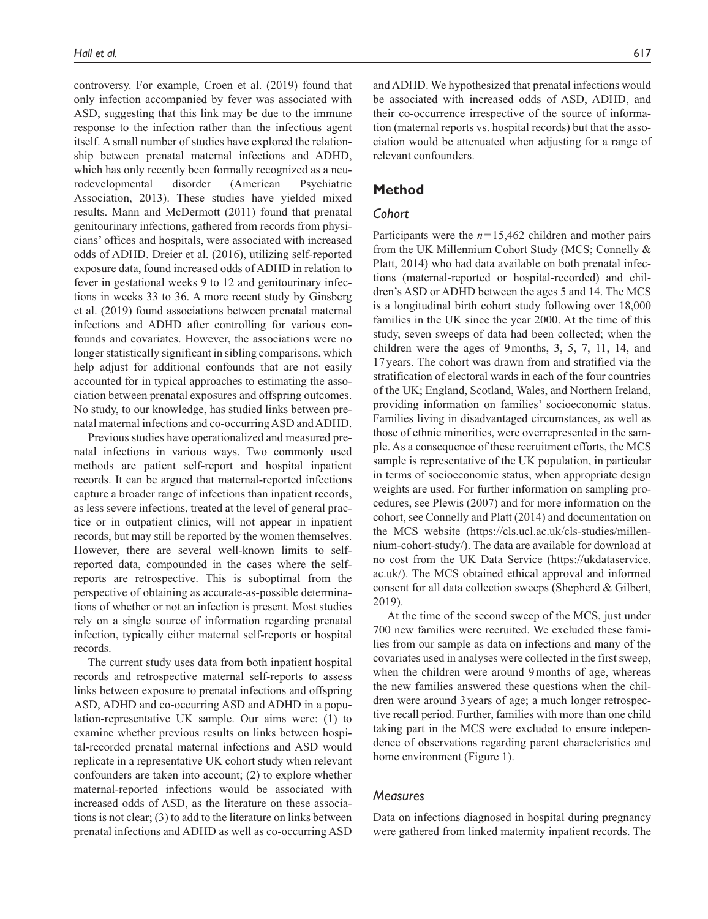controversy. For example, Croen et al. (2019) found that only infection accompanied by fever was associated with ASD, suggesting that this link may be due to the immune response to the infection rather than the infectious agent itself. A small number of studies have explored the relationship between prenatal maternal infections and ADHD, which has only recently been formally recognized as a neurodevelopmental disorder (American Psychiatric Association, 2013). These studies have yielded mixed results. Mann and McDermott (2011) found that prenatal genitourinary infections, gathered from records from physicians' offices and hospitals, were associated with increased odds of ADHD. Dreier et al. (2016), utilizing self-reported exposure data, found increased odds of ADHD in relation to fever in gestational weeks 9 to 12 and genitourinary infections in weeks 33 to 36. A more recent study by Ginsberg et al. (2019) found associations between prenatal maternal infections and ADHD after controlling for various confounds and covariates. However, the associations were no longer statistically significant in sibling comparisons, which help adjust for additional confounds that are not easily accounted for in typical approaches to estimating the association between prenatal exposures and offspring outcomes. No study, to our knowledge, has studied links between prenatal maternal infections and co-occurring ASD and ADHD.

Previous studies have operationalized and measured prenatal infections in various ways. Two commonly used methods are patient self-report and hospital inpatient records. It can be argued that maternal-reported infections capture a broader range of infections than inpatient records, as less severe infections, treated at the level of general practice or in outpatient clinics, will not appear in inpatient records, but may still be reported by the women themselves. However, there are several well-known limits to self-reported data, compounded in the cases where the self-reports are retrospective. This is suboptimal from the perspective of obtaining as accurate-as-possible determinations of whether or not an infection is present. Most studies rely on a single source of information regarding prenatal infection, typically either maternal self-reports or hospital records.

The current study uses data from both inpatient hospital records and retrospective maternal self-reports to assess links between exposure to prenatal infections and offspring ASD, ADHD and co-occurring ASD and ADHD in a population-representative UK sample. Our aims were: (1) to examine whether previous results on links between hospital-recorded prenatal maternal infections and ASD would replicate in a representative UK cohort study when relevant confounders are taken into account; (2) to explore whether maternal-reported infections would be associated with increased odds of ASD, as the literature on these associations is not clear; (3) to add to the literature on links between prenatal infections and ADHD as well as co-occurring ASD and ADHD. We hypothesized that prenatal infections would be associated with increased odds of ASD, ADHD, and their co-occurrence irrespective of the source of information (maternal reports vs. hospital records) but that the association would be attenuated when adjusting for a range of relevant confounders.

## Method

### *Cohort*

Participants were the $n = 15,462$ children and mother pairs from the UK Millennium Cohort Study (MCS; Connelly & Platt, 2014) who had data available on both prenatal infections (maternal-reported or hospital-recorded) and children's ASD or ADHD between the ages 5 and 14. The MCS is a longitudinal birth cohort study following over 18,000 families in the UK since the year 2000. At the time of this study, seven sweeps of data had been collected; when the children were the ages of 9 months, 3, 5, 7, 11, 14, and 17 years. The cohort was drawn from and stratified via the stratification of electoral wards in each of the four countries of the UK; England, Scotland, Wales, and Northern Ireland, providing information on families' socioeconomic status. Families living in disadvantaged circumstances, as well as those of ethnic minorities, were overrepresented in the sample. As a consequence of these recruitment efforts, the MCS sample is representative of the UK population, in particular in terms of socioeconomic status, when appropriate design weights are used. For further information on sampling procedures, see Plewis (2007) and for more information on the cohort, see Connelly and Platt (2014) and documentation on the MCS website (https://cls.ucl.ac.uk/cls-studies/millennium-cohort-study/). The data are available for download at no cost from the UK Data Service (https://ukdataservice.ac.uk/). The MCS obtained ethical approval and informed consent for all data collection sweeps (Shepherd & Gilbert, 2019).

At the time of the second sweep of the MCS, just under 700 new families were recruited. We excluded these families from our sample as data on infections and many of the covariates used in analyses were collected in the first sweep, when the children were around 9 months of age, whereas the new families answered these questions when the children were around 3 years of age; a much longer retrospective recall period. Further, families with more than one child taking part in the MCS were excluded to ensure independence of observations regarding parent characteristics and home environment (Figure 1).

### *Measures*

Data on infections diagnosed in hospital during pregnancy were gathered from linked maternity inpatient records. The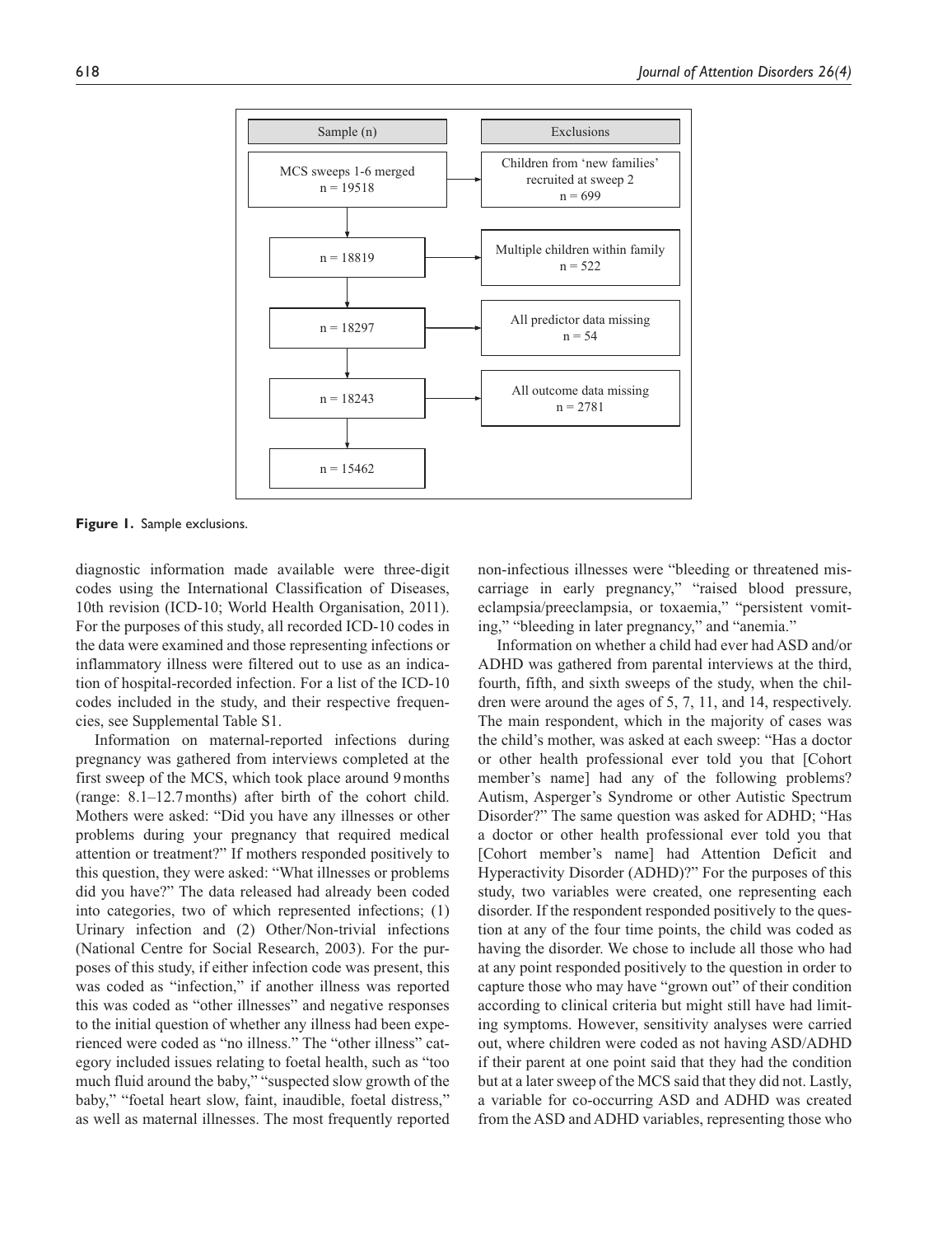| Sample (n) | Exclusions |
| --- | --- |
| MCS sweeps 1-6 merged n = 19518 | Children from 'new families' recruited at sweep 2 n = 699 |
| n = 18819 | Multiple children within family n = 522 |
| n = 18297 | All predictor data missing n = 54 |
| n = 18243 | All outcome data missing n = 2781 |
| n = 15462 | |

**Figure 1.** Sample exclusions.

diagnostic information made available were three-digit codes using the International Classification of Diseases, 10th revision (ICD-10; World Health Organisation, 2011). For the purposes of this study, all recorded ICD-10 codes in the data were examined and those representing infections or inflammatory illness were filtered out to use as an indication of hospital-recorded infection. For a list of the ICD-10 codes included in the study, and their respective frequencies, see Supplemental Table S1.

Information on maternal-reported infections during pregnancy was gathered from interviews completed at the first sweep of the MCS, which took place around 9 months (range: 8.1–12.7 months) after birth of the cohort child. Mothers were asked: "Did you have any illnesses or other problems during your pregnancy that required medical attention or treatment?" If mothers responded positively to this question, they were asked: "What illnesses or problems did you have?" The data released had already been coded into categories, two of which represented infections; (1) Urinary infection and (2) Other/Non-trivial infections (National Centre for Social Research, 2003). For the purposes of this study, if either infection code was present, this was coded as "infection," if another illness was reported this was coded as "other illnesses" and negative responses to the initial question of whether any illness had been experienced were coded as "no illness." The "other illness" category included issues relating to foetal health, such as "too much fluid around the baby," "suspected slow growth of the baby," "foetal heart slow, faint, inaudible, foetal distress," as well as maternal illnesses. The most frequently reported non-infectious illnesses were "bleeding or threatened miscarriage in early pregnancy," "raised blood pressure, eclampsia/preeclampsia, or toxaemia," "persistent vomiting," "bleeding in later pregnancy," and "anemia."

Information on whether a child had ever had ASD and/or ADHD was gathered from parental interviews at the third, fourth, fifth, and sixth sweeps of the study, when the children were around the ages of 5, 7, 11, and 14, respectively. The main respondent, which in the majority of cases was the child's mother, was asked at each sweep: "Has a doctor or other health professional ever told you that [Cohort member's name] had any of the following problems? Autism, Asperger's Syndrome or other Autistic Spectrum Disorder?" The same question was asked for ADHD; "Has a doctor or other health professional ever told you that [Cohort member's name] had Attention Deficit and Hyperactivity Disorder (ADHD)?" For the purposes of this study, two variables were created, one representing each disorder. If the respondent responded positively to the question at any of the four time points, the child was coded as having the disorder. We chose to include all those who had at any point responded positively to the question in order to capture those who may have "grown out" of their condition according to clinical criteria but might still have had limiting symptoms. However, sensitivity analyses were carried out, where children were coded as not having ASD/ADHD if their parent at one point said that they had the condition but at a later sweep of the MCS said that they did not. Lastly, a variable for co-occurring ASD and ADHD was created from the ASD and ADHD variables, representing those who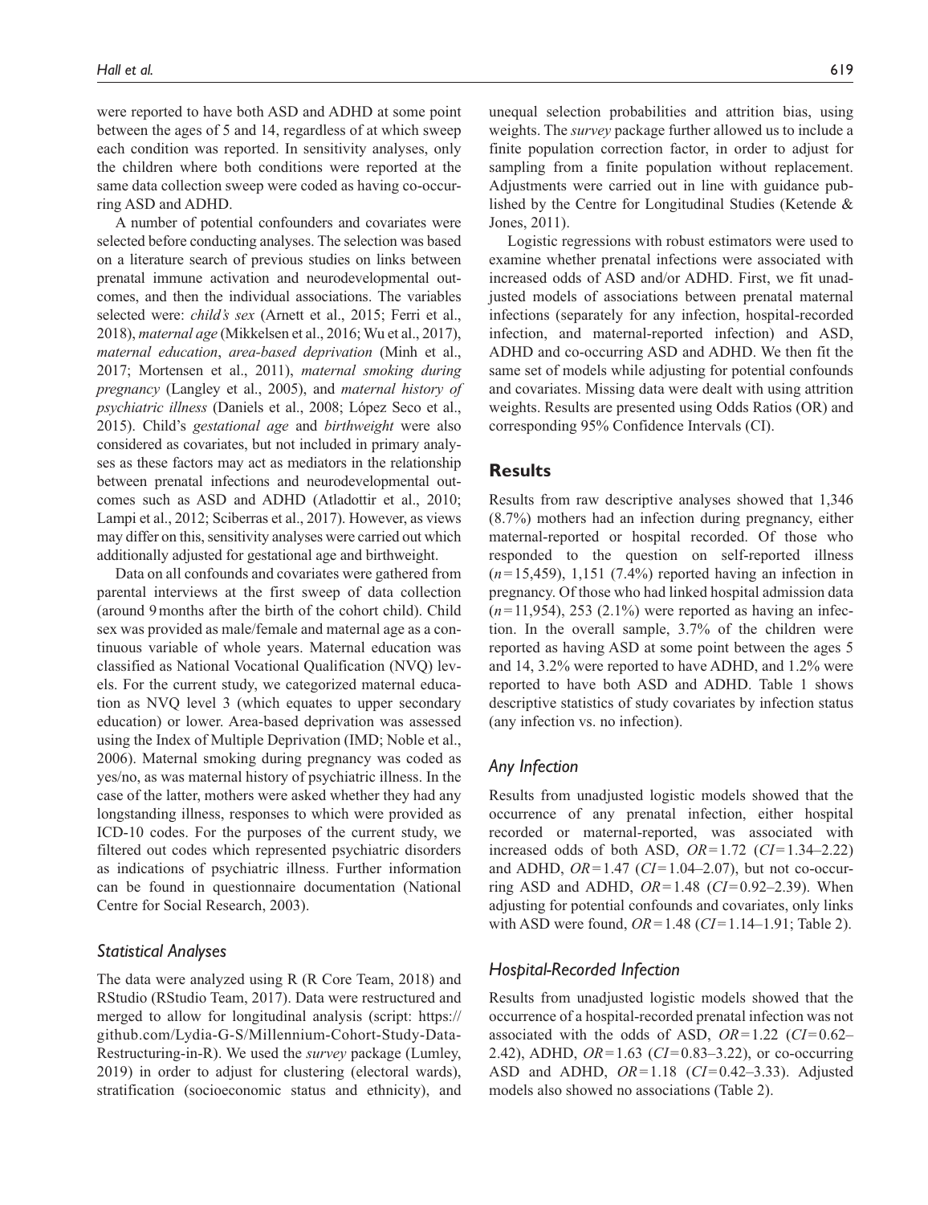were reported to have both ASD and ADHD at some point between the ages of 5 and 14, regardless of at which sweep each condition was reported. In sensitivity analyses, only the children where both conditions were reported at the same data collection sweep were coded as having co-occurring ASD and ADHD.

A number of potential confounders and covariates were selected before conducting analyses. The selection was based on a literature search of previous studies on links between prenatal immune activation and neurodevelopmental outcomes, and then the individual associations. The variables selected were: *child's sex* (Arnett et al., 2015; Ferri et al., 2018), *maternal age* (Mikkelsen et al., 2016; Wu et al., 2017), *maternal education*, *area-based deprivation* (Minh et al., 2017; Mortensen et al., 2011), *maternal smoking during pregnancy* (Langley et al., 2005), and *maternal history of psychiatric illness* (Daniels et al., 2008; López Seco et al., 2015). Child's *gestational age* and *birthweight* were also considered as covariates, but not included in primary analyses as these factors may act as mediators in the relationship between prenatal infections and neurodevelopmental outcomes such as ASD and ADHD (Atladottir et al., 2010; Lampi et al., 2012; Sciberras et al., 2017). However, as views may differ on this, sensitivity analyses were carried out which additionally adjusted for gestational age and birthweight.

Data on all confounds and covariates were gathered from parental interviews at the first sweep of data collection (around 9 months after the birth of the cohort child). Child sex was provided as male/female and maternal age as a continuous variable of whole years. Maternal education was classified as National Vocational Qualification (NVQ) levels. For the current study, we categorized maternal education as NVQ level 3 (which equates to upper secondary education) or lower. Area-based deprivation was assessed using the Index of Multiple Deprivation (IMD; Noble et al., 2006). Maternal smoking during pregnancy was coded as yes/no, as was maternal history of psychiatric illness. In the case of the latter, mothers were asked whether they had any longstanding illness, responses to which were provided as ICD-10 codes. For the purposes of the current study, we filtered out codes which represented psychiatric disorders as indications of psychiatric illness. Further information can be found in questionnaire documentation (National Centre for Social Research, 2003).

### Statistical Analyses

The data were analyzed using R (R Core Team, 2018) and RStudio (RStudio Team, 2017). Data were restructured and merged to allow for longitudinal analysis (script: https://github.com/Lydia-G-S/Millennium-Cohort-Study-Data-Restructuring-in-R). We used the *survey* package (Lumley, 2019) in order to adjust for clustering (electoral wards), stratification (socioeconomic status and ethnicity), and unequal selection probabilities and attrition bias, using weights. The *survey* package further allowed us to include a finite population correction factor, in order to adjust for sampling from a finite population without replacement. Adjustments were carried out in line with guidance published by the Centre for Longitudinal Studies (Ketende & Jones, 2011).

Logistic regressions with robust estimators were used to examine whether prenatal infections were associated with increased odds of ASD and/or ADHD. First, we fit unadjusted models of associations between prenatal maternal infections (separately for any infection, hospital-recorded infection, and maternal-reported infection) and ASD, ADHD and co-occurring ASD and ADHD. We then fit the same set of models while adjusting for potential confounds and covariates. Missing data were dealt with using attrition weights. Results are presented using Odds Ratios (OR) and corresponding 95% Confidence Intervals (CI).

## Results

Results from raw descriptive analyses showed that 1,346 (8.7%) mothers had an infection during pregnancy, either maternal-reported or hospital recorded. Of those who responded to the question on self-reported illness ($n$=15,459), 1,151 (7.4%) reported having an infection in pregnancy. Of those who had linked hospital admission data ($n$=11,954), 253 (2.1%) were reported as having an infection. In the overall sample, 3.7% of the children were reported as having ASD at some point between the ages 5 and 14, 3.2% were reported to have ADHD, and 1.2% were reported to have both ASD and ADHD. Table 1 shows descriptive statistics of study covariates by infection status (any infection vs. no infection).

### Any Infection

Results from unadjusted logistic models showed that the occurrence of any prenatal infection, either hospital recorded or maternal-reported, was associated with increased odds of both ASD, $OR$=1.72 ($CI$=1.34–2.22) and ADHD, $OR$=1.47 ($CI$=1.04–2.07), but not co-occurring ASD and ADHD, $OR$=1.48 ($CI$=0.92–2.39). When adjusting for potential confounds and covariates, only links with ASD were found, $OR$=1.48 ($CI$=1.14–1.91; Table 2).

### Hospital-Recorded Infection

Results from unadjusted logistic models showed that the occurrence of a hospital-recorded prenatal infection was not associated with the odds of ASD, $OR$=1.22 ($CI$=0.62–2.42), ADHD, $OR$=1.63 ($CI$=0.83–3.22), or co-occurring ASD and ADHD, $OR$=1.18 ($CI$=0.42–3.33). Adjusted models also showed no associations (Table 2).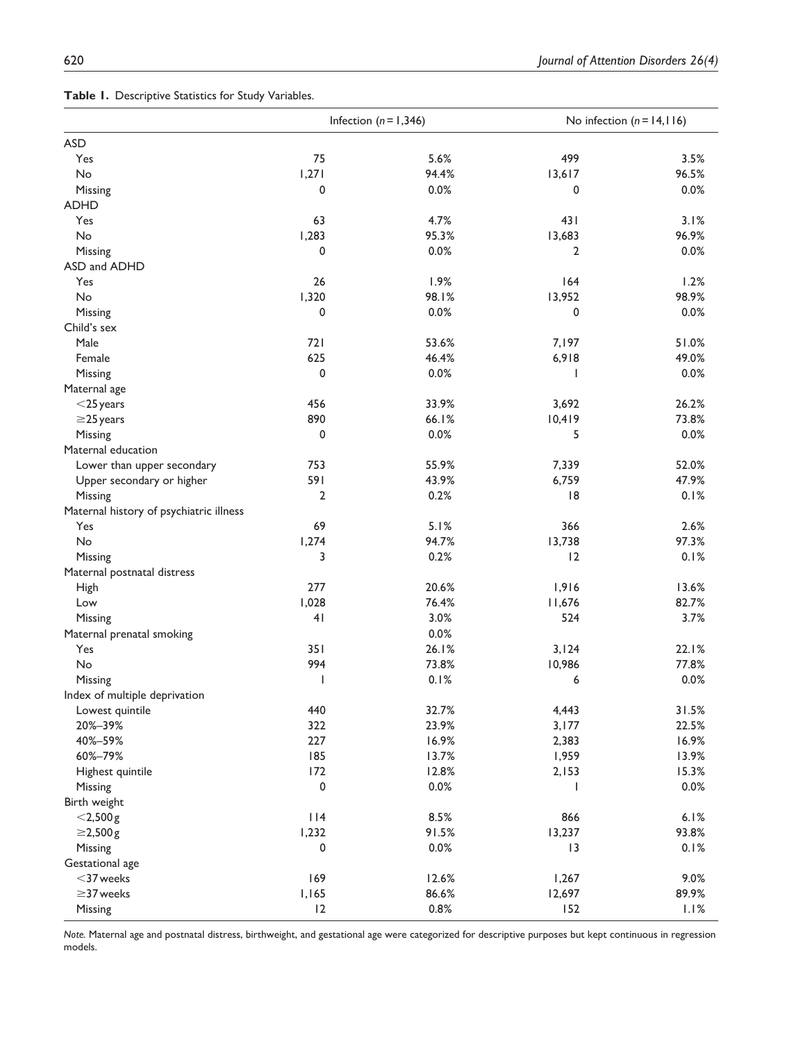**Table 1.** Descriptive Statistics for Study Variables.

| | Infection ($n = 1,346$) | | No infection ($n = 14,116$) | |
|---|---|---|---|---|
| ASD | | | | |
| Yes | 75 | 5.6% | 499 | 3.5% |
| No | 1,271 | 94.4% | 13,617 | 96.5% |
| Missing | 0 | 0.0% | 0 | 0.0% |
| ADHD | | | | |
| Yes | 63 | 4.7% | 431 | 3.1% |
| No | 1,283 | 95.3% | 13,683 | 96.9% |
| Missing | 0 | 0.0% | 2 | 0.0% |
| ASD and ADHD | | | | |
| Yes | 26 | 1.9% | 164 | 1.2% |
| No | 1,320 | 98.1% | 13,952 | 98.9% |
| Missing | 0 | 0.0% | 0 | 0.0% |
| Child's sex | | | | |
| Male | 721 | 53.6% | 7,197 | 51.0% |
| Female | 625 | 46.4% | 6,918 | 49.0% |
| Missing | 0 | 0.0% | 1 | 0.0% |
| Maternal age | | | | |
| <25 years | 456 | 33.9% | 3,692 | 26.2% |
| ≥25 years | 890 | 66.1% | 10,419 | 73.8% |
| Missing | 0 | 0.0% | 5 | 0.0% |
| Maternal education | | | | |
| Lower than upper secondary | 753 | 55.9% | 7,339 | 52.0% |
| Upper secondary or higher | 591 | 43.9% | 6,759 | 47.9% |
| Missing | 2 | 0.2% | 18 | 0.1% |
| Maternal history of psychiatric illness | | | | |
| Yes | 69 | 5.1% | 366 | 2.6% |
| No | 1,274 | 94.7% | 13,738 | 97.3% |
| Missing | 3 | 0.2% | 12 | 0.1% |
| Maternal postnatal distress | | | | |
| High | 277 | 20.6% | 1,916 | 13.6% |
| Low | 1,028 | 76.4% | 11,676 | 82.7% |
| Missing | 41 | 3.0% | 524 | 3.7% |
| Maternal prenatal smoking | | 0.0% | | |
| Yes | 351 | 26.1% | 3,124 | 22.1% |
| No | 994 | 73.8% | 10,986 | 77.8% |
| Missing | 1 | 0.1% | 6 | 0.0% |
| Index of multiple deprivation | | | | |
| Lowest quintile | 440 | 32.7% | 4,443 | 31.5% |
| 20%–39% | 322 | 23.9% | 3,177 | 22.5% |
| 40%–59% | 227 | 16.9% | 2,383 | 16.9% |
| 60%–79% | 185 | 13.7% | 1,959 | 13.9% |
| Highest quintile | 172 | 12.8% | 2,153 | 15.3% |
| Missing | 0 | 0.0% | 1 | 0.0% |
| Birth weight | | | | |
| <2,500 g | 114 | 8.5% | 866 | 6.1% |
| ≥2,500 g | 1,232 | 91.5% | 13,237 | 93.8% |
| Missing | 0 | 0.0% | 13 | 0.1% |
| Gestational age | | | | |
| <37 weeks | 169 | 12.6% | 1,267 | 9.0% |
| ≥37 weeks | 1,165 | 86.6% | 12,697 | 89.9% |
| Missing | 12 | 0.8% | 152 | 1.1% |

*Note.* Maternal age and postnatal distress, birthweight, and gestational age were categorized for descriptive purposes but kept continuous in regression models.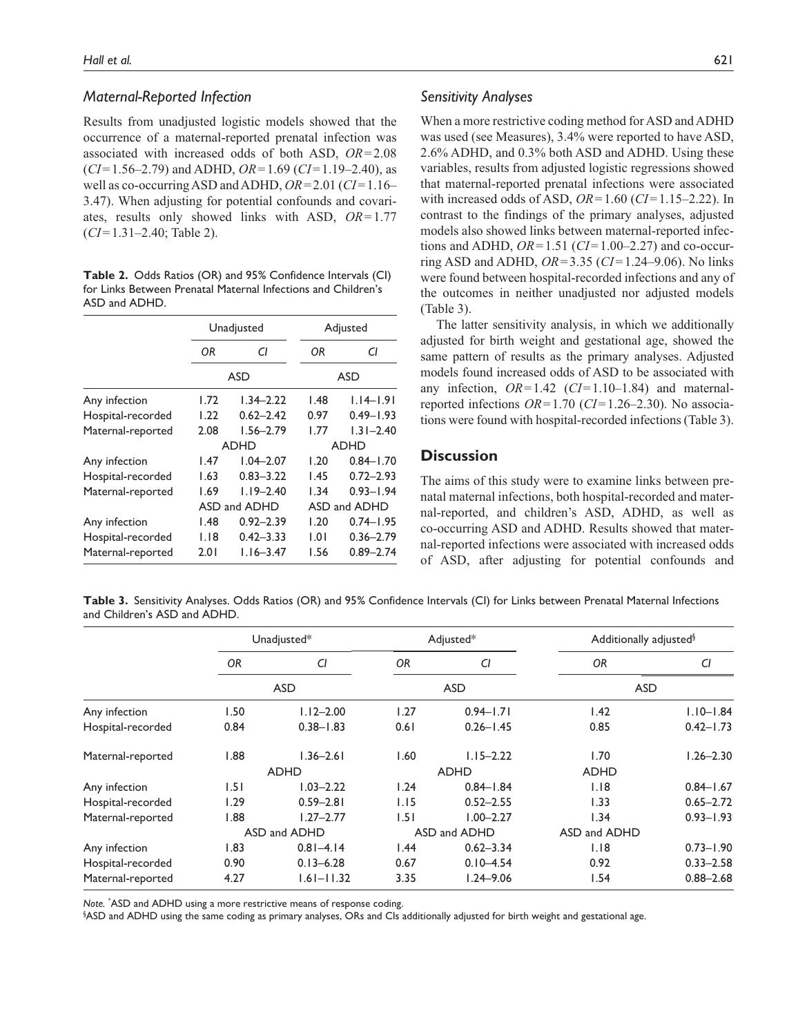### *Maternal-Reported Infection*

Results from unadjusted logistic models showed that the occurrence of a maternal-reported prenatal infection was associated with increased odds of both ASD, *OR*=2.08 (*CI*=1.56–2.79) and ADHD, *OR*=1.69 (*CI*=1.19–2.40), as well as co-occurring ASD and ADHD, *OR*=2.01 (*CI*=1.16–3.47). When adjusting for potential confounds and covariates, results only showed links with ASD, *OR*=1.77 (*CI*=1.31–2.40; Table 2).

**Table 2.** Odds Ratios (OR) and 95% Confidence Intervals (CI) for Links Between Prenatal Maternal Infections and Children's ASD and ADHD.

| | Unadjusted | | Adjusted | |
|---|---|---|---|---|
| | *OR* | *CI* | *OR* | *CI* |
| | ASD | | ASD | |
| Any infection | 1.72 | 1.34–2.22 | 1.48 | 1.14–1.91 |
| Hospital-recorded | 1.22 | 0.62–2.42 | 0.97 | 0.49–1.93 |
| Maternal-reported | 2.08 | 1.56–2.79 | 1.77 | 1.31–2.40 |
| | ADHD | | ADHD | |
| Any infection | 1.47 | 1.04–2.07 | 1.20 | 0.84–1.70 |
| Hospital-recorded | 1.63 | 0.83–3.22 | 1.45 | 0.72–2.93 |
| Maternal-reported | 1.69 | 1.19–2.40 | 1.34 | 0.93–1.94 |
| | ASD and ADHD | | ASD and ADHD | |
| Any infection | 1.48 | 0.92–2.39 | 1.20 | 0.74–1.95 |
| Hospital-recorded | 1.18 | 0.42–3.33 | 1.01 | 0.36–2.79 |
| Maternal-reported | 2.01 | 1.16–3.47 | 1.56 | 0.89–2.74 |

### *Sensitivity Analyses*

When a more restrictive coding method for ASD and ADHD was used (see Measures), 3.4% were reported to have ASD, 2.6% ADHD, and 0.3% both ASD and ADHD. Using these variables, results from adjusted logistic regressions showed that maternal-reported prenatal infections were associated with increased odds of ASD, *OR*=1.60 (*CI*=1.15–2.22). In contrast to the findings of the primary analyses, adjusted models also showed links between maternal-reported infections and ADHD, *OR*=1.51 (*CI*=1.00–2.27) and co-occurring ASD and ADHD, *OR*=3.35 (*CI*=1.24–9.06). No links were found between hospital-recorded infections and any of the outcomes in neither unadjusted nor adjusted models (Table 3).

The latter sensitivity analysis, in which we additionally adjusted for birth weight and gestational age, showed the same pattern of results as the primary analyses. Adjusted models found increased odds of ASD to be associated with any infection, *OR*=1.42 (*CI*=1.10–1.84) and maternal-reported infections *OR*=1.70 (*CI*=1.26–2.30). No associations were found with hospital-recorded infections (Table 3).

## Discussion

The aims of this study were to examine links between prenatal maternal infections, both hospital-recorded and maternal-reported, and children's ASD, ADHD, as well as co-occurring ASD and ADHD. Results showed that maternal-reported infections were associated with increased odds of ASD, after adjusting for potential confounds and

**Table 3.** Sensitivity Analyses. Odds Ratios (OR) and 95% Confidence Intervals (CI) for Links between Prenatal Maternal Infections and Children's ASD and ADHD.

| | Unadjusted* | | Adjusted* | | Additionally adjusted[§] | |
|---|---|---|---|---|---|---|
| | *OR* | *CI* | *OR* | *CI* | *OR* | *CI* |
| | ASD | | ASD | | ASD | |
| Any infection | 1.50 | 1.12–2.00 | 1.27 | 0.94–1.71 | 1.42 | 1.10–1.84 |
| Hospital-recorded | 0.84 | 0.38–1.83 | 0.61 | 0.26–1.45 | 0.85 | 0.42–1.73 |
| Maternal-reported | 1.88 | 1.36–2.61 | 1.60 | 1.15–2.22 | 1.70 | 1.26–2.30 |
| | ADHD | | ADHD | | ADHD | |
| Any infection | 1.51 | 1.03–2.22 | 1.24 | 0.84–1.84 | 1.18 | 0.84–1.67 |
| Hospital-recorded | 1.29 | 0.59–2.81 | 1.15 | 0.52–2.55 | 1.33 | 0.65–2.72 |
| Maternal-reported | 1.88 | 1.27–2.77 | 1.51 | 1.00–2.27 | 1.34 | 0.93–1.93 |
| | ASD and ADHD | | ASD and ADHD | | ASD and ADHD | |
| Any infection | 1.83 | 0.81–4.14 | 1.44 | 0.62–3.34 | 1.18 | 0.73–1.90 |
| Hospital-recorded | 0.90 | 0.13–6.28 | 0.67 | 0.10–4.54 | 0.92 | 0.33–2.58 |
| Maternal-reported | 4.27 | 1.61–11.32 | 3.35 | 1.24–9.06 | 1.54 | 0.88–2.68 |

*Note.* *ASD and ADHD using a more restrictive means of response coding.
§ASD and ADHD using the same coding as primary analyses, ORs and CIs additionally adjusted for birth weight and gestational age.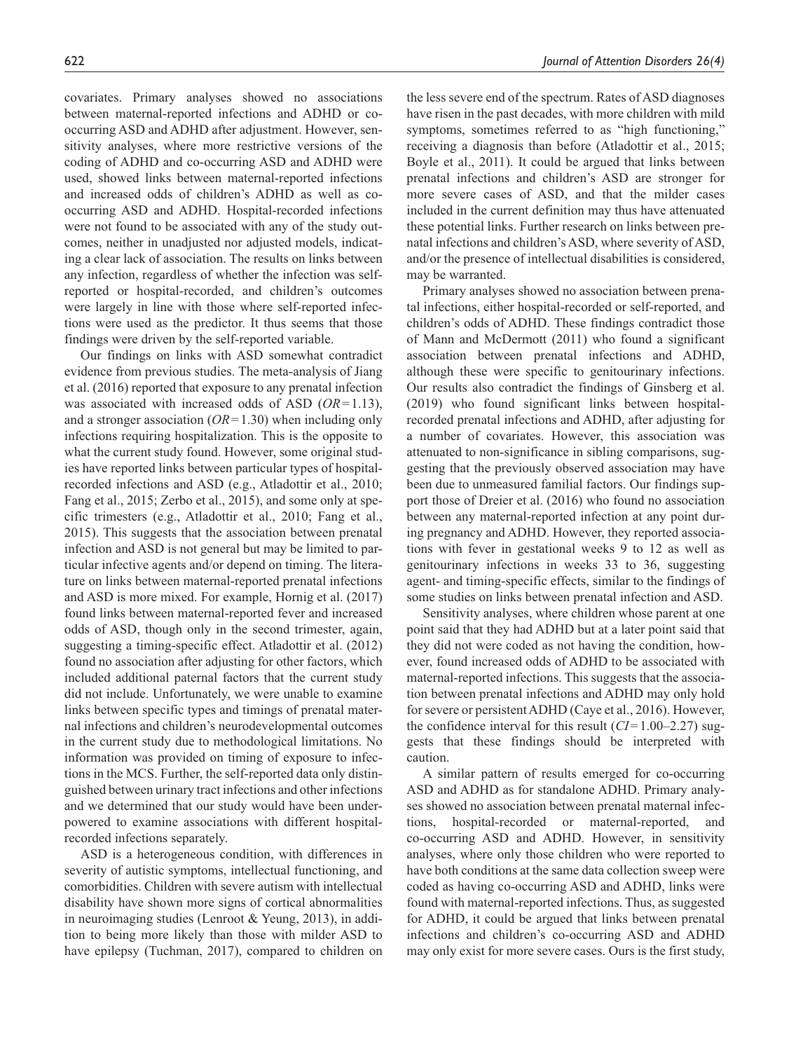covariates. Primary analyses showed no associations between maternal-reported infections and ADHD or co-occurring ASD and ADHD after adjustment. However, sensitivity analyses, where more restrictive versions of the coding of ADHD and co-occurring ASD and ADHD were used, showed links between maternal-reported infections and increased odds of children's ADHD as well as co-occurring ASD and ADHD. Hospital-recorded infections were not found to be associated with any of the study outcomes, neither in unadjusted nor adjusted models, indicating a clear lack of association. The results on links between any infection, regardless of whether the infection was self-reported or hospital-recorded, and children's outcomes were largely in line with those where self-reported infections were used as the predictor. It thus seems that those findings were driven by the self-reported variable.

Our findings on links with ASD somewhat contradict evidence from previous studies. The meta-analysis of Jiang et al. (2016) reported that exposure to any prenatal infection was associated with increased odds of ASD ($OR = 1.13$), and a stronger association ($OR = 1.30$) when including only infections requiring hospitalization. This is the opposite to what the current study found. However, some original studies have reported links between particular types of hospital-recorded infections and ASD (e.g., Atladottir et al., 2010; Fang et al., 2015; Zerbo et al., 2015), and some only at specific trimesters (e.g., Atladottir et al., 2010; Fang et al., 2015). This suggests that the association between prenatal infection and ASD is not general but may be limited to particular infective agents and/or depend on timing. The literature on links between maternal-reported prenatal infections and ASD is more mixed. For example, Hornig et al. (2017) found links between maternal-reported fever and increased odds of ASD, though only in the second trimester, again, suggesting a timing-specific effect. Atladottir et al. (2012) found no association after adjusting for other factors, which included additional paternal factors that the current study did not include. Unfortunately, we were unable to examine links between specific types and timings of prenatal maternal infections and children's neurodevelopmental outcomes in the current study due to methodological limitations. No information was provided on timing of exposure to infections in the MCS. Further, the self-reported data only distinguished between urinary tract infections and other infections and we determined that our study would have been underpowered to examine associations with different hospital-recorded infections separately.

ASD is a heterogeneous condition, with differences in severity of autistic symptoms, intellectual functioning, and comorbidities. Children with severe autism with intellectual disability have shown more signs of cortical abnormalities in neuroimaging studies (Lenroot & Yeung, 2013), in addition to being more likely than those with milder ASD to have epilepsy (Tuchman, 2017), compared to children on the less severe end of the spectrum. Rates of ASD diagnoses have risen in the past decades, with more children with mild symptoms, sometimes referred to as "high functioning," receiving a diagnosis than before (Atladottir et al., 2015; Boyle et al., 2011). It could be argued that links between prenatal infections and children's ASD are stronger for more severe cases of ASD, and that the milder cases included in the current definition may thus have attenuated these potential links. Further research on links between prenatal infections and children's ASD, where severity of ASD, and/or the presence of intellectual disabilities is considered, may be warranted.

Primary analyses showed no association between prenatal infections, either hospital-recorded or self-reported, and children's odds of ADHD. These findings contradict those of Mann and McDermott (2011) who found a significant association between prenatal infections and ADHD, although these were specific to genitourinary infections. Our results also contradict the findings of Ginsberg et al. (2019) who found significant links between hospital-recorded prenatal infections and ADHD, after adjusting for a number of covariates. However, this association was attenuated to non-significance in sibling comparisons, suggesting that the previously observed association may have been due to unmeasured familial factors. Our findings support those of Dreier et al. (2016) who found no association between any maternal-reported infection at any point during pregnancy and ADHD. However, they reported associations with fever in gestational weeks 9 to 12 as well as genitourinary infections in weeks 33 to 36, suggesting agent- and timing-specific effects, similar to the findings of some studies on links between prenatal infection and ASD.

Sensitivity analyses, where children whose parent at one point said that they had ADHD but at a later point said that they did not were coded as not having the condition, however, found increased odds of ADHD to be associated with maternal-reported infections. This suggests that the association between prenatal infections and ADHD may only hold for severe or persistent ADHD (Caye et al., 2016). However, the confidence interval for this result ($CI = 1.00$–$2.27$) suggests that these findings should be interpreted with caution.

A similar pattern of results emerged for co-occurring ASD and ADHD as for standalone ADHD. Primary analyses showed no association between prenatal maternal infections, hospital-recorded or maternal-reported, and co-occurring ASD and ADHD. However, in sensitivity analyses, where only those children who were reported to have both conditions at the same data collection sweep were coded as having co-occurring ASD and ADHD, links were found with maternal-reported infections. Thus, as suggested for ADHD, it could be argued that links between prenatal infections and children's co-occurring ASD and ADHD may only exist for more severe cases. Ours is the first study,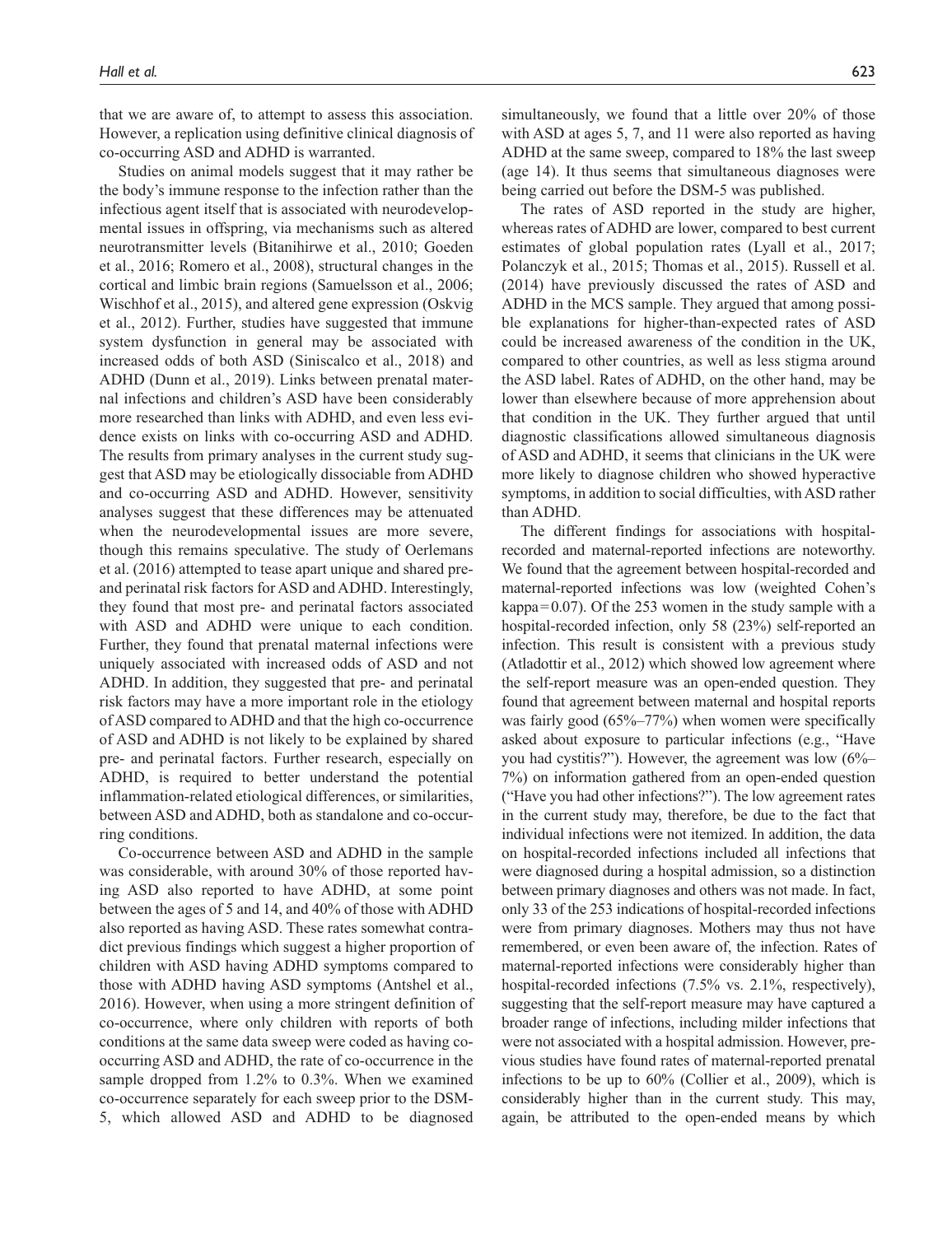that we are aware of, to attempt to assess this association. However, a replication using definitive clinical diagnosis of co-occurring ASD and ADHD is warranted.

Studies on animal models suggest that it may rather be the body's immune response to the infection rather than the infectious agent itself that is associated with neurodevelopmental issues in offspring, via mechanisms such as altered neurotransmitter levels (Bitanihirwe et al., 2010; Goeden et al., 2016; Romero et al., 2008), structural changes in the cortical and limbic brain regions (Samuelsson et al., 2006; Wischhof et al., 2015), and altered gene expression (Oskvig et al., 2012). Further, studies have suggested that immune system dysfunction in general may be associated with increased odds of both ASD (Siniscalco et al., 2018) and ADHD (Dunn et al., 2019). Links between prenatal maternal infections and children's ASD have been considerably more researched than links with ADHD, and even less evidence exists on links with co-occurring ASD and ADHD. The results from primary analyses in the current study suggest that ASD may be etiologically dissociable from ADHD and co-occurring ASD and ADHD. However, sensitivity analyses suggest that these differences may be attenuated when the neurodevelopmental issues are more severe, though this remains speculative. The study of Oerlemans et al. (2016) attempted to tease apart unique and shared pre- and perinatal risk factors for ASD and ADHD. Interestingly, they found that most pre- and perinatal factors associated with ASD and ADHD were unique to each condition. Further, they found that prenatal maternal infections were uniquely associated with increased odds of ASD and not ADHD. In addition, they suggested that pre- and perinatal risk factors may have a more important role in the etiology of ASD compared to ADHD and that the high co-occurrence of ASD and ADHD is not likely to be explained by shared pre- and perinatal factors. Further research, especially on ADHD, is required to better understand the potential inflammation-related etiological differences, or similarities, between ASD and ADHD, both as standalone and co-occurring conditions.

Co-occurrence between ASD and ADHD in the sample was considerable, with around 30% of those reported having ASD also reported to have ADHD, at some point between the ages of 5 and 14, and 40% of those with ADHD also reported as having ASD. These rates somewhat contradict previous findings which suggest a higher proportion of children with ASD having ADHD symptoms compared to those with ADHD having ASD symptoms (Antshel et al., 2016). However, when using a more stringent definition of co-occurrence, where only children with reports of both conditions at the same data sweep were coded as having co-occurring ASD and ADHD, the rate of co-occurrence in the sample dropped from 1.2% to 0.3%. When we examined co-occurrence separately for each sweep prior to the DSM-5, which allowed ASD and ADHD to be diagnosed simultaneously, we found that a little over 20% of those with ASD at ages 5, 7, and 11 were also reported as having ADHD at the same sweep, compared to 18% the last sweep (age 14). It thus seems that simultaneous diagnoses were being carried out before the DSM-5 was published.

The rates of ASD reported in the study are higher, whereas rates of ADHD are lower, compared to best current estimates of global population rates (Lyall et al., 2017; Polanczyk et al., 2015; Thomas et al., 2015). Russell et al. (2014) have previously discussed the rates of ASD and ADHD in the MCS sample. They argued that among possible explanations for higher-than-expected rates of ASD could be increased awareness of the condition in the UK, compared to other countries, as well as less stigma around the ASD label. Rates of ADHD, on the other hand, may be lower than elsewhere because of more apprehension about that condition in the UK. They further argued that until diagnostic classifications allowed simultaneous diagnosis of ASD and ADHD, it seems that clinicians in the UK were more likely to diagnose children who showed hyperactive symptoms, in addition to social difficulties, with ASD rather than ADHD.

The different findings for associations with hospital-recorded and maternal-reported infections are noteworthy. We found that the agreement between hospital-recorded and maternal-reported infections was low (weighted Cohen's kappa = 0.07). Of the 253 women in the study sample with a hospital-recorded infection, only 58 (23%) self-reported an infection. This result is consistent with a previous study (Atladottir et al., 2012) which showed low agreement where the self-report measure was an open-ended question. They found that agreement between maternal and hospital reports was fairly good (65%–77%) when women were specifically asked about exposure to particular infections (e.g., "Have you had cystitis?"). However, the agreement was low (6%–7%) on information gathered from an open-ended question ("Have you had other infections?"). The low agreement rates in the current study may, therefore, be due to the fact that individual infections were not itemized. In addition, the data on hospital-recorded infections included all infections that were diagnosed during a hospital admission, so a distinction between primary diagnoses and others was not made. In fact, only 33 of the 253 indications of hospital-recorded infections were from primary diagnoses. Mothers may thus not have remembered, or even been aware of, the infection. Rates of maternal-reported infections were considerably higher than hospital-recorded infections (7.5% vs. 2.1%, respectively), suggesting that the self-report measure may have captured a broader range of infections, including milder infections that were not associated with a hospital admission. However, previous studies have found rates of maternal-reported prenatal infections to be up to 60% (Collier et al., 2009), which is considerably higher than in the current study. This may, again, be attributed to the open-ended means by which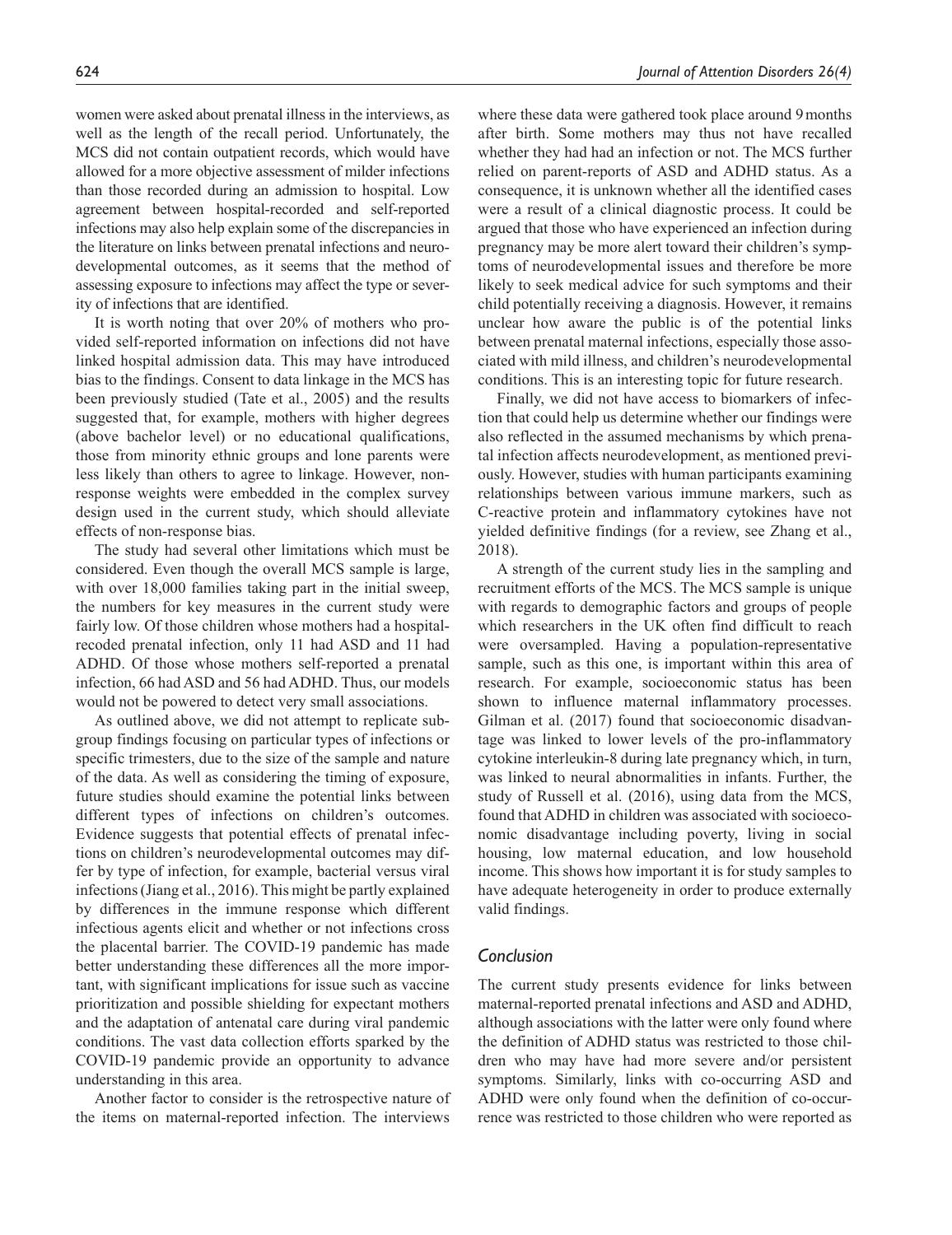women were asked about prenatal illness in the interviews, as well as the length of the recall period. Unfortunately, the MCS did not contain outpatient records, which would have allowed for a more objective assessment of milder infections than those recorded during an admission to hospital. Low agreement between hospital-recorded and self-reported infections may also help explain some of the discrepancies in the literature on links between prenatal infections and neurodevelopmental outcomes, as it seems that the method of assessing exposure to infections may affect the type or severity of infections that are identified.

It is worth noting that over 20% of mothers who provided self-reported information on infections did not have linked hospital admission data. This may have introduced bias to the findings. Consent to data linkage in the MCS has been previously studied (Tate et al., 2005) and the results suggested that, for example, mothers with higher degrees (above bachelor level) or no educational qualifications, those from minority ethnic groups and lone parents were less likely than others to agree to linkage. However, non-response weights were embedded in the complex survey design used in the current study, which should alleviate effects of non-response bias.

The study had several other limitations which must be considered. Even though the overall MCS sample is large, with over 18,000 families taking part in the initial sweep, the numbers for key measures in the current study were fairly low. Of those children whose mothers had a hospital-recoded prenatal infection, only 11 had ASD and 11 had ADHD. Of those whose mothers self-reported a prenatal infection, 66 had ASD and 56 had ADHD. Thus, our models would not be powered to detect very small associations.

As outlined above, we did not attempt to replicate subgroup findings focusing on particular types of infections or specific trimesters, due to the size of the sample and nature of the data. As well as considering the timing of exposure, future studies should examine the potential links between different types of infections on children's outcomes. Evidence suggests that potential effects of prenatal infections on children's neurodevelopmental outcomes may differ by type of infection, for example, bacterial versus viral infections (Jiang et al., 2016). This might be partly explained by differences in the immune response which different infectious agents elicit and whether or not infections cross the placental barrier. The COVID-19 pandemic has made better understanding these differences all the more important, with significant implications for issue such as vaccine prioritization and possible shielding for expectant mothers and the adaptation of antenatal care during viral pandemic conditions. The vast data collection efforts sparked by the COVID-19 pandemic provide an opportunity to advance understanding in this area.

Another factor to consider is the retrospective nature of the items on maternal-reported infection. The interviews where these data were gathered took place around 9 months after birth. Some mothers may thus not have recalled whether they had had an infection or not. The MCS further relied on parent-reports of ASD and ADHD status. As a consequence, it is unknown whether all the identified cases were a result of a clinical diagnostic process. It could be argued that those who have experienced an infection during pregnancy may be more alert toward their children's symptoms of neurodevelopmental issues and therefore be more likely to seek medical advice for such symptoms and their child potentially receiving a diagnosis. However, it remains unclear how aware the public is of the potential links between prenatal maternal infections, especially those associated with mild illness, and children's neurodevelopmental conditions. This is an interesting topic for future research.

Finally, we did not have access to biomarkers of infection that could help us determine whether our findings were also reflected in the assumed mechanisms by which prenatal infection affects neurodevelopment, as mentioned previously. However, studies with human participants examining relationships between various immune markers, such as C-reactive protein and inflammatory cytokines have not yielded definitive findings (for a review, see Zhang et al., 2018).

A strength of the current study lies in the sampling and recruitment efforts of the MCS. The MCS sample is unique with regards to demographic factors and groups of people which researchers in the UK often find difficult to reach were oversampled. Having a population-representative sample, such as this one, is important within this area of research. For example, socioeconomic status has been shown to influence maternal inflammatory processes. Gilman et al. (2017) found that socioeconomic disadvantage was linked to lower levels of the pro-inflammatory cytokine interleukin-8 during late pregnancy which, in turn, was linked to neural abnormalities in infants. Further, the study of Russell et al. (2016), using data from the MCS, found that ADHD in children was associated with socioeconomic disadvantage including poverty, living in social housing, low maternal education, and low household income. This shows how important it is for study samples to have adequate heterogeneity in order to produce externally valid findings.

## *Conclusion*

The current study presents evidence for links between maternal-reported prenatal infections and ASD and ADHD, although associations with the latter were only found where the definition of ADHD status was restricted to those children who may have had more severe and/or persistent symptoms. Similarly, links with co-occurring ASD and ADHD were only found when the definition of co-occurrence was restricted to those children who were reported as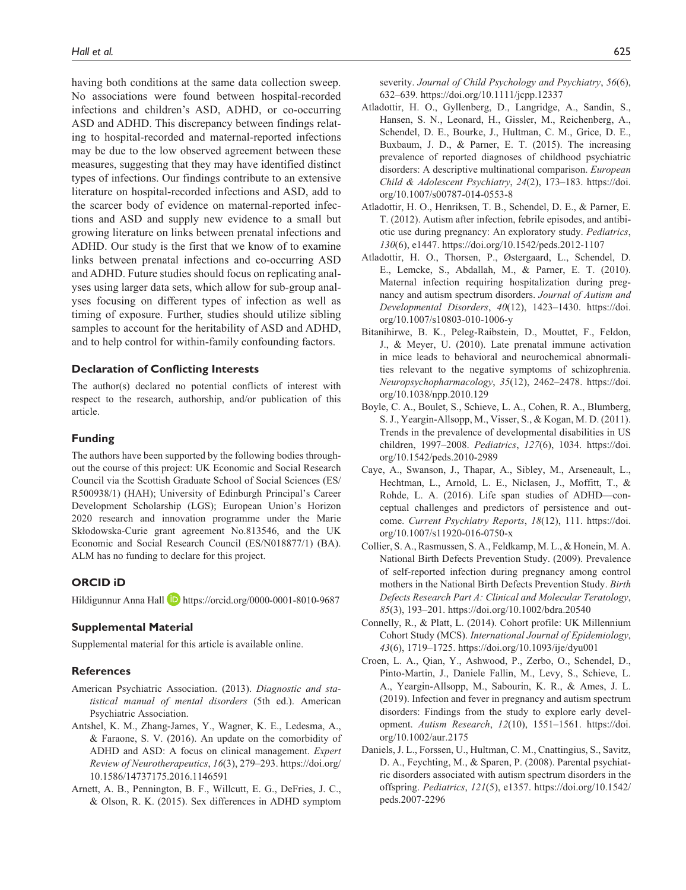having both conditions at the same data collection sweep. No associations were found between hospital-recorded infections and children's ASD, ADHD, or co-occurring ASD and ADHD. This discrepancy between findings relating to hospital-recorded and maternal-reported infections may be due to the low observed agreement between these measures, suggesting that they may have identified distinct types of infections. Our findings contribute to an extensive literature on hospital-recorded infections and ASD, add to the scarcer body of evidence on maternal-reported infections and ASD and supply new evidence to a small but growing literature on links between prenatal infections and ADHD. Our study is the first that we know of to examine links between prenatal infections and co-occurring ASD and ADHD. Future studies should focus on replicating analyses using larger data sets, which allow for sub-group analyses focusing on different types of infection as well as timing of exposure. Further, studies should utilize sibling samples to account for the heritability of ASD and ADHD, and to help control for within-family confounding factors.

### Declaration of Conflicting Interests

The author(s) declared no potential conflicts of interest with respect to the research, authorship, and/or publication of this article.

### Funding

The authors have been supported by the following bodies throughout the course of this project: UK Economic and Social Research Council via the Scottish Graduate School of Social Sciences (ES/R500938/1) (HAH); University of Edinburgh Principal's Career Development Scholarship (LGS); European Union's Horizon 2020 research and innovation programme under the Marie Skłodowska-Curie grant agreement No.813546, and the UK Economic and Social Research Council (ES/N018877/1) (BA). ALM has no funding to declare for this project.

### ORCID iD

Hildigunnur Anna Hall https://orcid.org/0000-0001-8010-9687

### Supplemental Material

Supplemental material for this article is available online.

### References

American Psychiatric Association. (2013). *Diagnostic and statistical manual of mental disorders* (5th ed.). American Psychiatric Association.

Antshel, K. M., Zhang-James, Y., Wagner, K. E., Ledesma, A., & Faraone, S. V. (2016). An update on the comorbidity of ADHD and ASD: A focus on clinical management. *Expert Review of Neurotherapeutics*, *16*(3), 279–293. https://doi.org/10.1586/14737175.2016.1146591

Arnett, A. B., Pennington, B. F., Willcutt, E. G., DeFries, J. C., & Olson, R. K. (2015). Sex differences in ADHD symptom severity. *Journal of Child Psychology and Psychiatry*, *56*(6), 632–639. https://doi.org/10.1111/jcpp.12337

Atladottir, H. O., Gyllenberg, D., Langridge, A., Sandin, S., Hansen, S. N., Leonard, H., Gissler, M., Reichenberg, A., Schendel, D. E., Bourke, J., Hultman, C. M., Grice, D. E., Buxbaum, J. D., & Parner, E. T. (2015). The increasing prevalence of reported diagnoses of childhood psychiatric disorders: A descriptive multinational comparison. *European Child & Adolescent Psychiatry*, *24*(2), 173–183. https://doi.org/10.1007/s00787-014-0553-8

Atladottir, H. O., Henriksen, T. B., Schendel, D. E., & Parner, E. T. (2012). Autism after infection, febrile episodes, and antibiotic use during pregnancy: An exploratory study. *Pediatrics*, *130*(6), e1447. https://doi.org/10.1542/peds.2012-1107

Atladottir, H. O., Thorsen, P., Østergaard, L., Schendel, D. E., Lemcke, S., Abdallah, M., & Parner, E. T. (2010). Maternal infection requiring hospitalization during pregnancy and autism spectrum disorders. *Journal of Autism and Developmental Disorders*, *40*(12), 1423–1430. https://doi.org/10.1007/s10803-010-1006-y

Bitanihirwe, B. K., Peleg-Raibstein, D., Mouttet, F., Feldon, J., & Meyer, U. (2010). Late prenatal immune activation in mice leads to behavioral and neurochemical abnormalities relevant to the negative symptoms of schizophrenia. *Neuropsychopharmacology*, *35*(12), 2462–2478. https://doi.org/10.1038/npp.2010.129

Boyle, C. A., Boulet, S., Schieve, L. A., Cohen, R. A., Blumberg, S. J., Yeargin-Allsopp, M., Visser, S., & Kogan, M. D. (2011). Trends in the prevalence of developmental disabilities in US children, 1997–2008. *Pediatrics*, *127*(6), 1034. https://doi.org/10.1542/peds.2010-2989

Caye, A., Swanson, J., Thapar, A., Sibley, M., Arseneault, L., Hechtman, L., Arnold, L. E., Niclasen, J., Moffitt, T., & Rohde, L. A. (2016). Life span studies of ADHD—conceptual challenges and predictors of persistence and outcome. *Current Psychiatry Reports*, *18*(12), 111. https://doi.org/10.1007/s11920-016-0750-x

Collier, S. A., Rasmussen, S. A., Feldkamp, M. L., & Honein, M. A. National Birth Defects Prevention Study. (2009). Prevalence of self-reported infection during pregnancy among control mothers in the National Birth Defects Prevention Study. *Birth Defects Research Part A: Clinical and Molecular Teratology*, *85*(3), 193–201. https://doi.org/10.1002/bdra.20540

Connelly, R., & Platt, L. (2014). Cohort profile: UK Millennium Cohort Study (MCS). *International Journal of Epidemiology*, *43*(6), 1719–1725. https://doi.org/10.1093/ije/dyu001

Croen, L. A., Qian, Y., Ashwood, P., Zerbo, O., Schendel, D., Pinto-Martin, J., Daniele Fallin, M., Levy, S., Schieve, L. A., Yeargin-Allsopp, M., Sabourin, K. R., & Ames, J. L. (2019). Infection and fever in pregnancy and autism spectrum disorders: Findings from the study to explore early development. *Autism Research*, *12*(10), 1551–1561. https://doi.org/10.1002/aur.2175

Daniels, J. L., Forssen, U., Hultman, C. M., Cnattingius, S., Savitz, D. A., Feychting, M., & Sparen, P. (2008). Parental psychiatric disorders associated with autism spectrum disorders in the offspring. *Pediatrics*, *121*(5), e1357. https://doi.org/10.1542/peds.2007-2296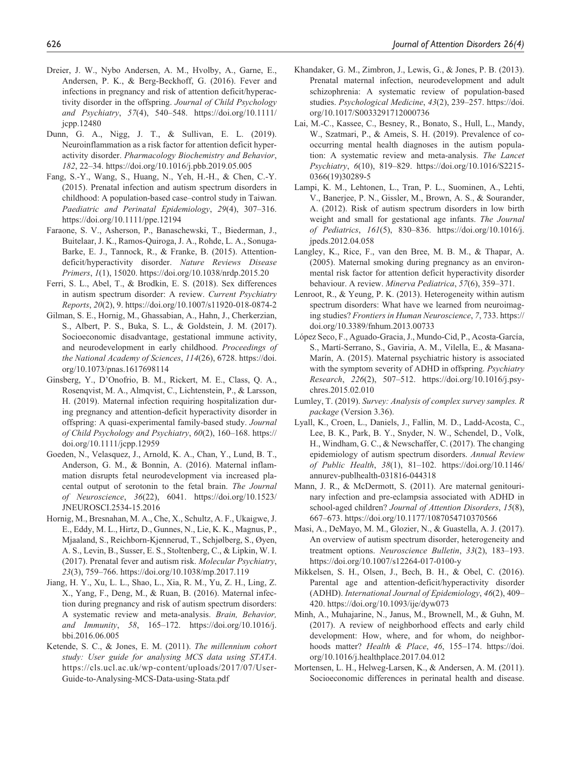Dreier, J. W., Nybo Andersen, A. M., Hvolby, A., Garne, E., Andersen, P. K., & Berg-Beckhoff, G. (2016). Fever and infections in pregnancy and risk of attention deficit/hyperactivity disorder in the offspring. *Journal of Child Psychology and Psychiatry*, *57*(4), 540–548. https://doi.org/10.1111/jcpp.12480

Dunn, G. A., Nigg, J. T., & Sullivan, E. L. (2019). Neuroinflammation as a risk factor for attention deficit hyperactivity disorder. *Pharmacology Biochemistry and Behavior*, *182*, 22–34. https://doi.org/10.1016/j.pbb.2019.05.005

Fang, S.-Y., Wang, S., Huang, N., Yeh, H.-H., & Chen, C.-Y. (2015). Prenatal infection and autism spectrum disorders in childhood: A population-based case–control study in Taiwan. *Paediatric and Perinatal Epidemiology*, *29*(4), 307–316. https://doi.org/10.1111/ppe.12194

Faraone, S. V., Asherson, P., Banaschewski, T., Biederman, J., Buitelaar, J. K., Ramos-Quiroga, J. A., Rohde, L. A., Sonuga-Barke, E. J., Tannock, R., & Franke, B. (2015). Attention-deficit/hyperactivity disorder. *Nature Reviews Disease Primers*, *1*(1), 15020. https://doi.org/10.1038/nrdp.2015.20

Ferri, S. L., Abel, T., & Brodkin, E. S. (2018). Sex differences in autism spectrum disorder: A review. *Current Psychiatry Reports*, *20*(2), 9. https://doi.org/10.1007/s11920-018-0874-2

Gilman, S. E., Hornig, M., Ghassabian, A., Hahn, J., Cherkerzian, S., Albert, P. S., Buka, S. L., & Goldstein, J. M. (2017). Socioeconomic disadvantage, gestational immune activity, and neurodevelopment in early childhood. *Proceedings of the National Academy of Sciences*, *114*(26), 6728. https://doi.org/10.1073/pnas.1617698114

Ginsberg, Y., D'Onofrio, B. M., Rickert, M. E., Class, Q. A., Rosenqvist, M. A., Almqvist, C., Lichtenstein, P., & Larsson, H. (2019). Maternal infection requiring hospitalization during pregnancy and attention-deficit hyperactivity disorder in offspring: A quasi-experimental family-based study. *Journal of Child Psychology and Psychiatry*, *60*(2), 160–168. https://doi.org/10.1111/jcpp.12959

Goeden, N., Velasquez, J., Arnold, K. A., Chan, Y., Lund, B. T., Anderson, G. M., & Bonnin, A. (2016). Maternal inflammation disrupts fetal neurodevelopment via increased placental output of serotonin to the fetal brain. *The Journal of Neuroscience*, *36*(22), 6041. https://doi.org/10.1523/JNEUROSCI.2534-15.2016

Hornig, M., Bresnahan, M. A., Che, X., Schultz, A. F., Ukaigwe, J. E., Eddy, M. L., Hirtz, D., Gunnes, N., Lie, K. K., Magnus, P., Mjaaland, S., Reichborn-Kjennerud, T., Schjølberg, S., Øyen, A. S., Levin, B., Susser, E. S., Stoltenberg, C., & Lipkin, W. I. (2017). Prenatal fever and autism risk. *Molecular Psychiatry*, *23*(3), 759–766. https://doi.org/10.1038/mp.2017.119

Jiang, H. Y., Xu, L. L., Shao, L., Xia, R. M., Yu, Z. H., Ling, Z. X., Yang, F., Deng, M., & Ruan, B. (2016). Maternal infection during pregnancy and risk of autism spectrum disorders: A systematic review and meta-analysis. *Brain, Behavior, and Immunity*, *58*, 165–172. https://doi.org/10.1016/j.bbi.2016.06.005

Ketende, S. C., & Jones, E. M. (2011). *The millennium cohort study: User guide for analysing MCS data using STATA*. https://cls.ucl.ac.uk/wp-content/uploads/2017/07/User-Guide-to-Analysing-MCS-Data-using-Stata.pdf

Khandaker, G. M., Zimbron, J., Lewis, G., & Jones, P. B. (2013). Prenatal maternal infection, neurodevelopment and adult schizophrenia: A systematic review of population-based studies. *Psychological Medicine*, *43*(2), 239–257. https://doi.org/10.1017/S0033291712000736

Lai, M.-C., Kassee, C., Besney, R., Bonato, S., Hull, L., Mandy, W., Szatmari, P., & Ameis, S. H. (2019). Prevalence of co-occurring mental health diagnoses in the autism population: A systematic review and meta-analysis. *The Lancet Psychiatry*, *6*(10), 819–829. https://doi.org/10.1016/S2215-0366(19)30289-5

Lampi, K. M., Lehtonen, L., Tran, P. L., Suominen, A., Lehti, V., Banerjee, P. N., Gissler, M., Brown, A. S., & Sourander, A. (2012). Risk of autism spectrum disorders in low birth weight and small for gestational age infants. *The Journal of Pediatrics*, *161*(5), 830–836. https://doi.org/10.1016/j.jpeds.2012.04.058

Langley, K., Rice, F., van den Bree, M. B. M., & Thapar, A. (2005). Maternal smoking during pregnancy as an environmental risk factor for attention deficit hyperactivity disorder behaviour. A review. *Minerva Pediatrica*, *57*(6), 359–371.

Lenroot, R., & Yeung, P. K. (2013). Heterogeneity within autism spectrum disorders: What have we learned from neuroimaging studies? *Frontiers in Human Neuroscience*, *7*, 733. https://doi.org/10.3389/fnhum.2013.00733

López Seco, F., Aguado-Gracia, J., Mundo-Cid, P., Acosta-García, S., Martí-Serrano, S., Gaviria, A. M., Vilella, E., & Masana-Marín, A. (2015). Maternal psychiatric history is associated with the symptom severity of ADHD in offspring. *Psychiatry Research*, *226*(2), 507–512. https://doi.org/10.1016/j.psychres.2015.02.010

Lumley, T. (2019). *Survey: Analysis of complex survey samples. R package* (Version 3.36).

Lyall, K., Croen, L., Daniels, J., Fallin, M. D., Ladd-Acosta, C., Lee, B. K., Park, B. Y., Snyder, N. W., Schendel, D., Volk, H., Windham, G. C., & Newschaffer, C. (2017). The changing epidemiology of autism spectrum disorders. *Annual Review of Public Health*, *38*(1), 81–102. https://doi.org/10.1146/annurev-publhealth-031816-044318

Mann, J. R., & McDermott, S. (2011). Are maternal genitourinary infection and pre-eclampsia associated with ADHD in school-aged children? *Journal of Attention Disorders*, *15*(8), 667–673. https://doi.org/10.1177/1087054710370566

Masi, A., DeMayo, M. M., Glozier, N., & Guastella, A. J. (2017). An overview of autism spectrum disorder, heterogeneity and treatment options. *Neuroscience Bulletin*, *33*(2), 183–193. https://doi.org/10.1007/s12264-017-0100-y

Mikkelsen, S. H., Olsen, J., Bech, B. H., & Obel, C. (2016). Parental age and attention-deficit/hyperactivity disorder (ADHD). *International Journal of Epidemiology*, *46*(2), 409–420. https://doi.org/10.1093/ije/dyw073

Minh, A., Muhajarine, N., Janus, M., Brownell, M., & Guhn, M. (2017). A review of neighborhood effects and early child development: How, where, and for whom, do neighborhoods matter? *Health & Place*, *46*, 155–174. https://doi.org/10.1016/j.healthplace.2017.04.012

Mortensen, L. H., Helweg-Larsen, K., & Andersen, A. M. (2011). Socioeconomic differences in perinatal health and disease.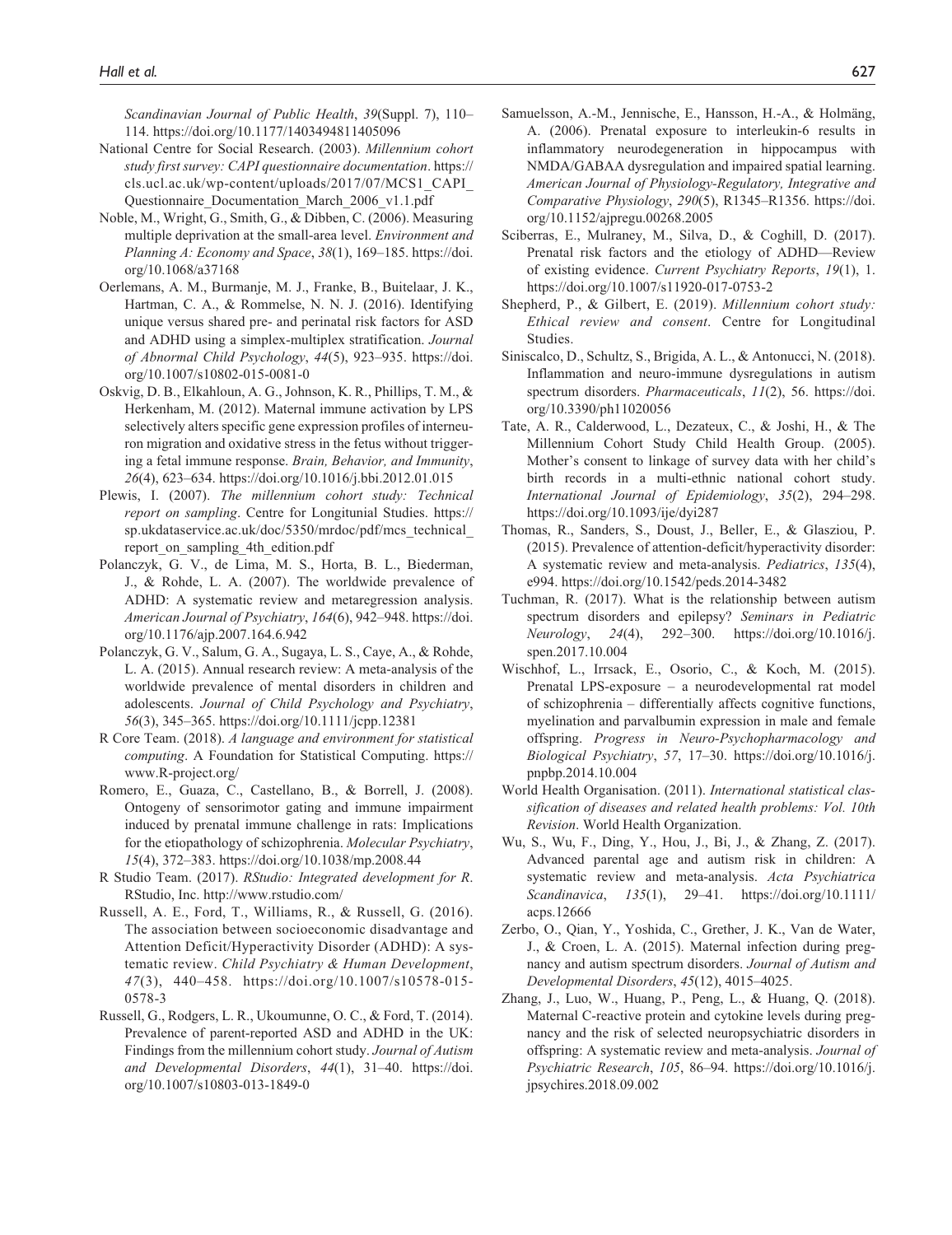*Scandinavian Journal of Public Health*, *39*(Suppl. 7), 110–114. https://doi.org/10.1177/1403494811405096

National Centre for Social Research. (2003). *Millennium cohort study first survey: CAPI questionnaire documentation*. https://cls.ucl.ac.uk/wp-content/uploads/2017/07/MCS1_CAPI_Questionnaire_Documentation_March_2006_v1.1.pdf

Noble, M., Wright, G., Smith, G., & Dibben, C. (2006). Measuring multiple deprivation at the small-area level. *Environment and Planning A: Economy and Space*, *38*(1), 169–185. https://doi.org/10.1068/a37168

Oerlemans, A. M., Burmanje, M. J., Franke, B., Buitelaar, J. K., Hartman, C. A., & Rommelse, N. N. J. (2016). Identifying unique versus shared pre- and perinatal risk factors for ASD and ADHD using a simplex-multiplex stratification. *Journal of Abnormal Child Psychology*, *44*(5), 923–935. https://doi.org/10.1007/s10802-015-0081-0

Oskvig, D. B., Elkahloun, A. G., Johnson, K. R., Phillips, T. M., & Herkenham, M. (2012). Maternal immune activation by LPS selectively alters specific gene expression profiles of interneuron migration and oxidative stress in the fetus without triggering a fetal immune response. *Brain, Behavior, and Immunity*, *26*(4), 623–634. https://doi.org/10.1016/j.bbi.2012.01.015

Plewis, I. (2007). *The millennium cohort study: Technical report on sampling*. Centre for Longitudinal Studies. https://sp.ukdataservice.ac.uk/doc/5350/mrdoc/pdf/mcs_technical_report_on_sampling_4th_edition.pdf

Polanczyk, G. V., de Lima, M. S., Horta, B. L., Biederman, J., & Rohde, L. A. (2007). The worldwide prevalence of ADHD: A systematic review and metaregression analysis. *American Journal of Psychiatry*, *164*(6), 942–948. https://doi.org/10.1176/ajp.2007.164.6.942

Polanczyk, G. V., Salum, G. A., Sugaya, L. S., Caye, A., & Rohde, L. A. (2015). Annual research review: A meta-analysis of the worldwide prevalence of mental disorders in children and adolescents. *Journal of Child Psychology and Psychiatry*, *56*(3), 345–365. https://doi.org/10.1111/jcpp.12381

R Core Team. (2018). *A language and environment for statistical computing*. A Foundation for Statistical Computing. https://www.R-project.org/

Romero, E., Guaza, C., Castellano, B., & Borrell, J. (2008). Ontogeny of sensorimotor gating and immune impairment induced by prenatal immune challenge in rats: Implications for the etiopathology of schizophrenia. *Molecular Psychiatry*, *15*(4), 372–383. https://doi.org/10.1038/mp.2008.44

R Studio Team. (2017). *RStudio: Integrated development for R*. RStudio, Inc. http://www.rstudio.com/

Russell, A. E., Ford, T., Williams, R., & Russell, G. (2016). The association between socioeconomic disadvantage and Attention Deficit/Hyperactivity Disorder (ADHD): A systematic review. *Child Psychiatry & Human Development*, *47*(3), 440–458. https://doi.org/10.1007/s10578-015-0578-3

Russell, G., Rodgers, L. R., Ukoumunne, O. C., & Ford, T. (2014). Prevalence of parent-reported ASD and ADHD in the UK: Findings from the millennium cohort study. *Journal of Autism and Developmental Disorders*, *44*(1), 31–40. https://doi.org/10.1007/s10803-013-1849-0

Samuelsson, A.-M., Jennische, E., Hansson, H.-A., & Holmäng, A. (2006). Prenatal exposure to interleukin-6 results in inflammatory neurodegeneration in hippocampus with NMDA/GABAA dysregulation and impaired spatial learning. *American Journal of Physiology-Regulatory, Integrative and Comparative Physiology*, *290*(5), R1345–R1356. https://doi.org/10.1152/ajpregu.00268.2005

Sciberras, E., Mulraney, M., Silva, D., & Coghill, D. (2017). Prenatal risk factors and the etiology of ADHD—Review of existing evidence. *Current Psychiatry Reports*, *19*(1), 1. https://doi.org/10.1007/s11920-017-0753-2

Shepherd, P., & Gilbert, E. (2019). *Millennium cohort study: Ethical review and consent*. Centre for Longitudinal Studies.

Siniscalco, D., Schultz, S., Brigida, A. L., & Antonucci, N. (2018). Inflammation and neuro-immune dysregulations in autism spectrum disorders. *Pharmaceuticals*, *11*(2), 56. https://doi.org/10.3390/ph11020056

Tate, A. R., Calderwood, L., Dezateux, C., & Joshi, H., & The Millennium Cohort Study Child Health Group. (2005). Mother's consent to linkage of survey data with her child's birth records in a multi-ethnic national cohort study. *International Journal of Epidemiology*, *35*(2), 294–298. https://doi.org/10.1093/ije/dyi287

Thomas, R., Sanders, S., Doust, J., Beller, E., & Glasziou, P. (2015). Prevalence of attention-deficit/hyperactivity disorder: A systematic review and meta-analysis. *Pediatrics*, *135*(4), e994. https://doi.org/10.1542/peds.2014-3482

Tuchman, R. (2017). What is the relationship between autism spectrum disorders and epilepsy? *Seminars in Pediatric Neurology*, *24*(4), 292–300. https://doi.org/10.1016/j.spen.2017.10.004

Wischhof, L., Irrsack, E., Osorio, C., & Koch, M. (2015). Prenatal LPS-exposure – a neurodevelopmental rat model of schizophrenia – differentially affects cognitive functions, myelination and parvalbumin expression in male and female offspring. *Progress in Neuro-Psychopharmacology and Biological Psychiatry*, *57*, 17–30. https://doi.org/10.1016/j.pnpbp.2014.10.004

World Health Organisation. (2011). *International statistical classification of diseases and related health problems: Vol. 10th Revision*. World Health Organization.

Wu, S., Wu, F., Ding, Y., Hou, J., Bi, J., & Zhang, Z. (2017). Advanced parental age and autism risk in children: A systematic review and meta-analysis. *Acta Psychiatrica Scandinavica*, *135*(1), 29–41. https://doi.org/10.1111/acps.12666

Zerbo, O., Qian, Y., Yoshida, C., Grether, J. K., Van de Water, J., & Croen, L. A. (2015). Maternal infection during pregnancy and autism spectrum disorders. *Journal of Autism and Developmental Disorders*, *45*(12), 4015–4025.

Zhang, J., Luo, W., Huang, P., Peng, L., & Huang, Q. (2018). Maternal C-reactive protein and cytokine levels during pregnancy and the risk of selected neuropsychiatric disorders in offspring: A systematic review and meta-analysis. *Journal of Psychiatric Research*, *105*, 86–94. https://doi.org/10.1016/j.jpsychires.2018.09.002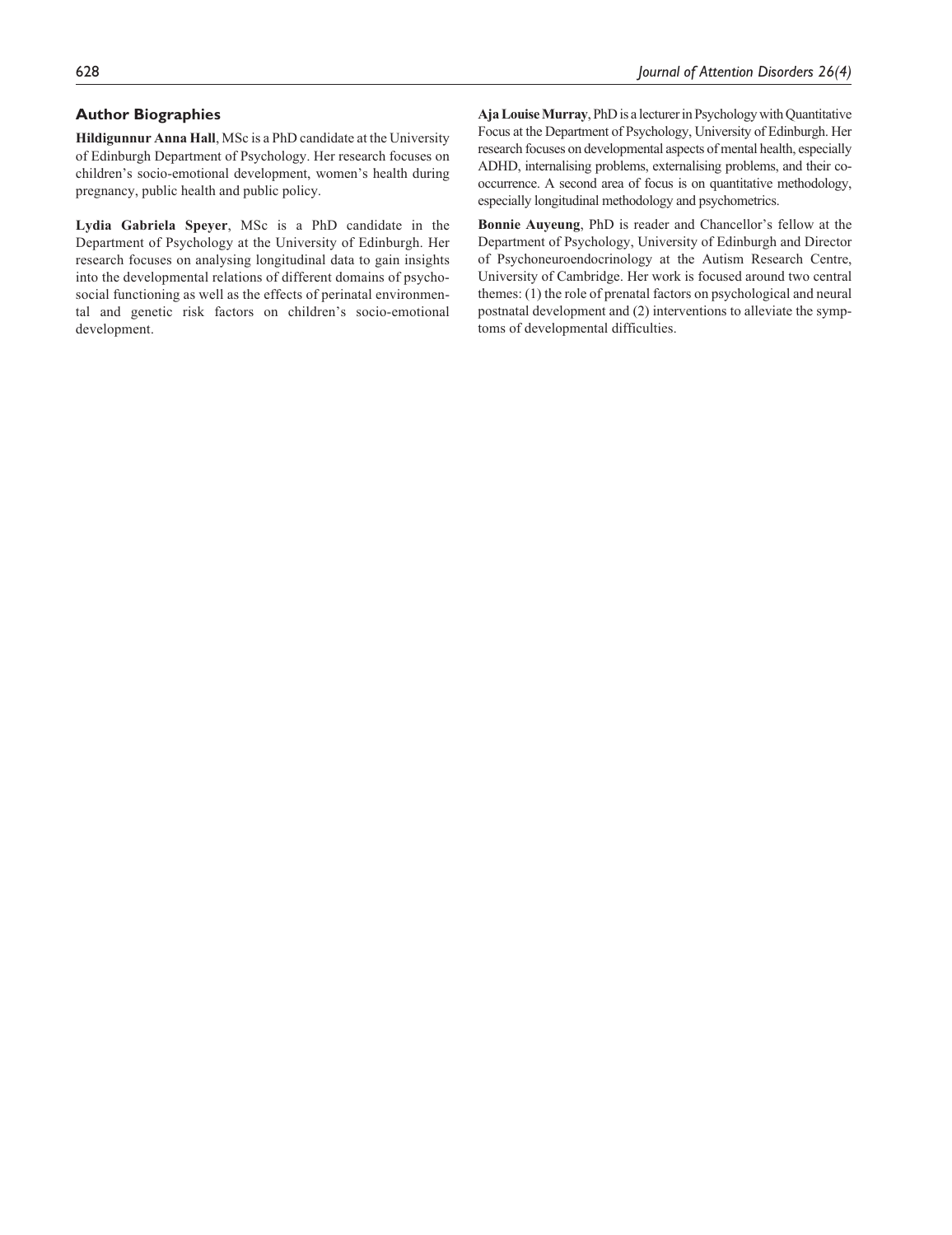## Author Biographies

**Hildigunnur Anna Hall**, MSc is a PhD candidate at the University of Edinburgh Department of Psychology. Her research focuses on children's socio-emotional development, women's health during pregnancy, public health and public policy.

**Lydia Gabriela Speyer**, MSc is a PhD candidate in the Department of Psychology at the University of Edinburgh. Her research focuses on analysing longitudinal data to gain insights into the developmental relations of different domains of psychosocial functioning as well as the effects of perinatal environmental and genetic risk factors on children's socio-emotional development.

**Aja Louise Murray**, PhD is a lecturer in Psychology with Quantitative Focus at the Department of Psychology, University of Edinburgh. Her research focuses on developmental aspects of mental health, especially ADHD, internalising problems, externalising problems, and their co-occurrence. A second area of focus is on quantitative methodology, especially longitudinal methodology and psychometrics.

**Bonnie Auyeung**, PhD is reader and Chancellor's fellow at the Department of Psychology, University of Edinburgh and Director of Psychoneuroendocrinology at the Autism Research Centre, University of Cambridge. Her work is focused around two central themes: (1) the role of prenatal factors on psychological and neural postnatal development and (2) interventions to alleviate the symptoms of developmental difficulties.